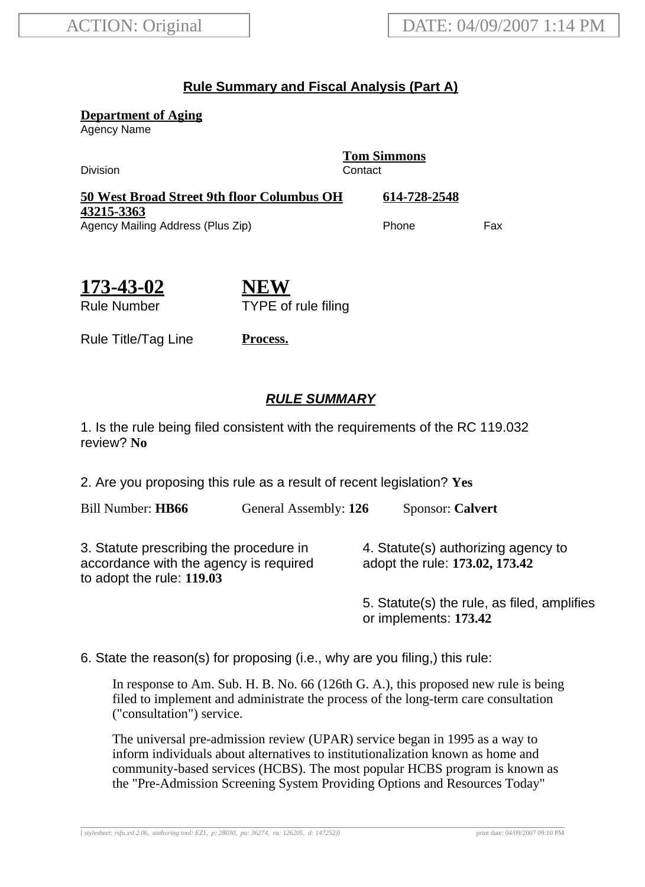ACTION: Original

DATE: 04/09/2007 1:14 PM

## Rule Summary and Fiscal Analysis (Part A)

**Department of Aging**
Agency Name

Division

**Tom Simmons**
Contact

**50 West Broad Street 9th floor Columbus OH 43215-3363**
Agency Mailing Address (Plus Zip)

**614-728-2548**
Phone

Fax

**173-43-02**
Rule Number

**NEW**
TYPE of rule filing

Rule Title/Tag Line **Process.**

### *RULE SUMMARY*

1. Is the rule being filed consistent with the requirements of the RC 119.032 review? **No**

2. Are you proposing this rule as a result of recent legislation? **Yes**

Bill Number: **HB66** General Assembly: **126** Sponsor: **Calvert**

3. Statute prescribing the procedure in accordance with the agency is required to adopt the rule: **119.03**

4. Statute(s) authorizing agency to adopt the rule: **173.02, 173.42**

5. Statute(s) the rule, as filed, amplifies or implements: **173.42**

6. State the reason(s) for proposing (i.e., why are you filing,) this rule:

In response to Am. Sub. H. B. No. 66 (126th G. A.), this proposed new rule is being filed to implement and administrate the process of the long-term care consultation ("consultation") service.

The universal pre-admission review (UPAR) service began in 1995 as a way to inform individuals about alternatives to institutionalization known as home and community-based services (HCBS). The most popular HCBS program is known as the "Pre-Admission Screening System Providing Options and Resources Today"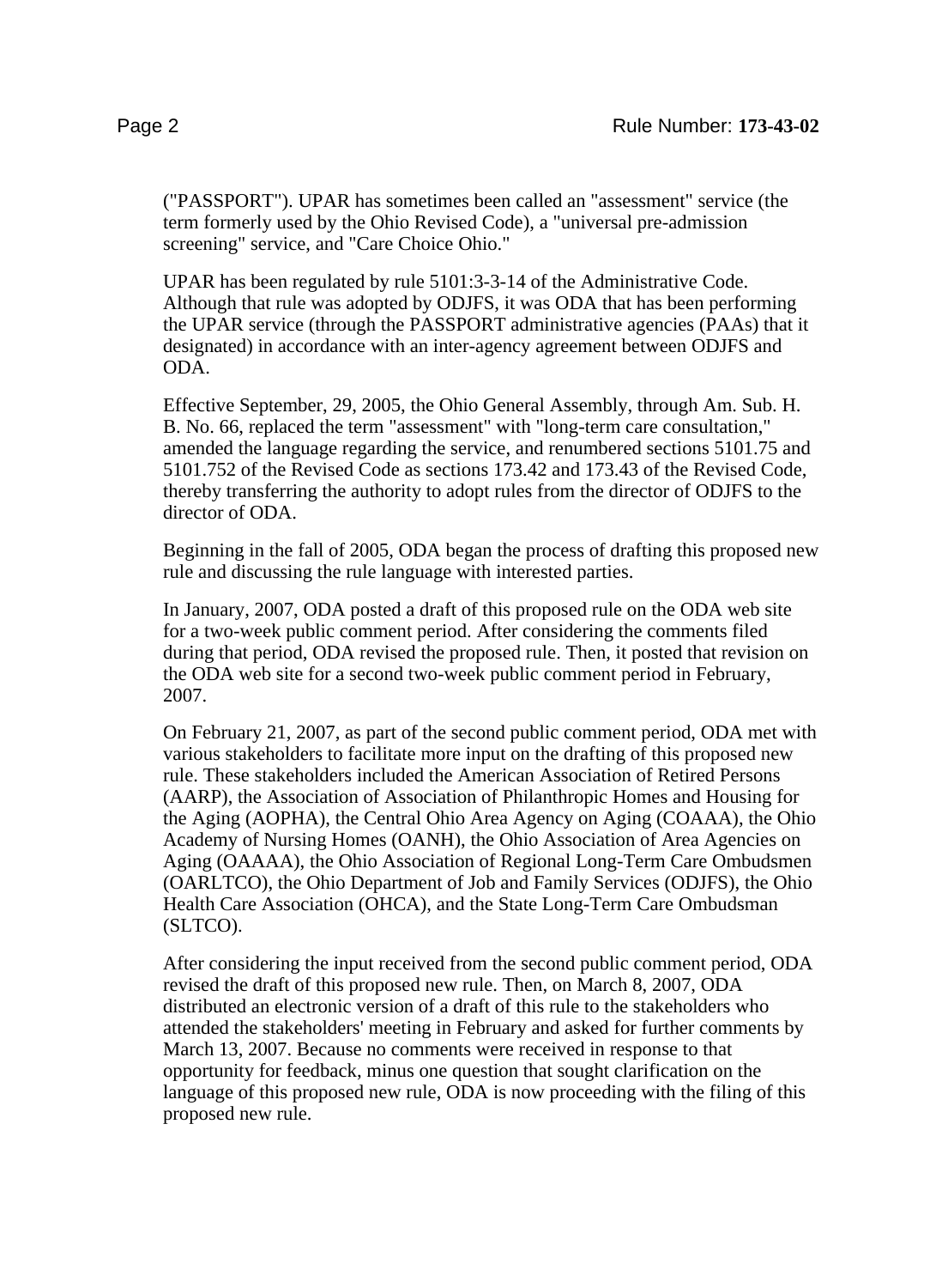("PASSPORT"). UPAR has sometimes been called an "assessment" service (the term formerly used by the Ohio Revised Code), a "universal pre-admission screening" service, and "Care Choice Ohio."

UPAR has been regulated by rule 5101:3-3-14 of the Administrative Code. Although that rule was adopted by ODJFS, it was ODA that has been performing the UPAR service (through the PASSPORT administrative agencies (PAAs) that it designated) in accordance with an inter-agency agreement between ODJFS and ODA.

Effective September, 29, 2005, the Ohio General Assembly, through Am. Sub. H. B. No. 66, replaced the term "assessment" with "long-term care consultation," amended the language regarding the service, and renumbered sections 5101.75 and 5101.752 of the Revised Code as sections 173.42 and 173.43 of the Revised Code, thereby transferring the authority to adopt rules from the director of ODJFS to the director of ODA.

Beginning in the fall of 2005, ODA began the process of drafting this proposed new rule and discussing the rule language with interested parties.

In January, 2007, ODA posted a draft of this proposed rule on the ODA web site for a two-week public comment period. After considering the comments filed during that period, ODA revised the proposed rule. Then, it posted that revision on the ODA web site for a second two-week public comment period in February, 2007.

On February 21, 2007, as part of the second public comment period, ODA met with various stakeholders to facilitate more input on the drafting of this proposed new rule. These stakeholders included the American Association of Retired Persons (AARP), the Association of Association of Philanthropic Homes and Housing for the Aging (AOPHA), the Central Ohio Area Agency on Aging (COAAA), the Ohio Academy of Nursing Homes (OANH), the Ohio Association of Area Agencies on Aging (OAAAA), the Ohio Association of Regional Long-Term Care Ombudsmen (OARLTCO), the Ohio Department of Job and Family Services (ODJFS), the Ohio Health Care Association (OHCA), and the State Long-Term Care Ombudsman (SLTCO).

After considering the input received from the second public comment period, ODA revised the draft of this proposed new rule. Then, on March 8, 2007, ODA distributed an electronic version of a draft of this rule to the stakeholders who attended the stakeholders' meeting in February and asked for further comments by March 13, 2007. Because no comments were received in response to that opportunity for feedback, minus one question that sought clarification on the language of this proposed new rule, ODA is now proceeding with the filing of this proposed new rule.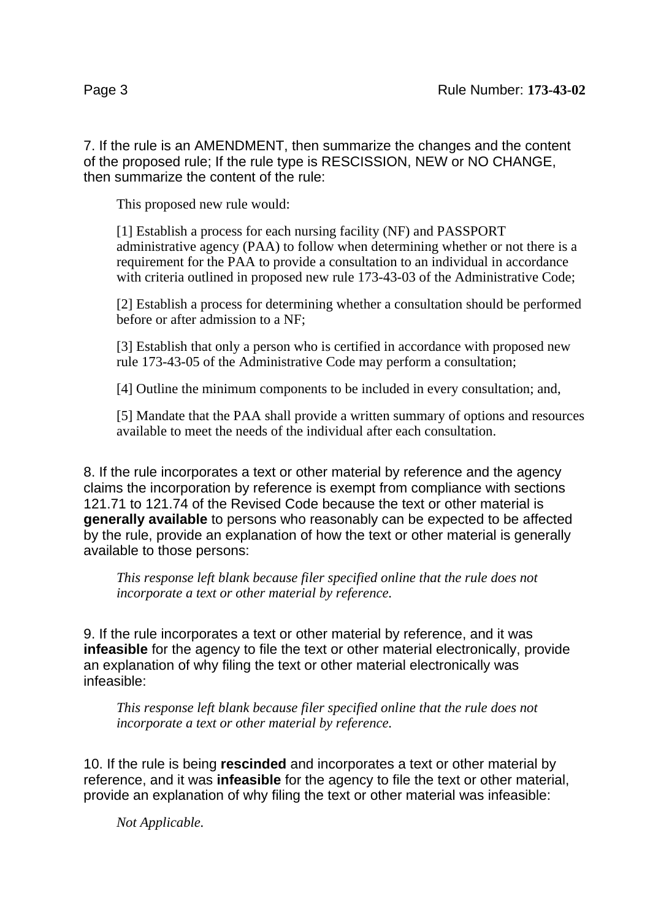7. If the rule is an AMENDMENT, then summarize the changes and the content of the proposed rule; If the rule type is RESCISSION, NEW or NO CHANGE, then summarize the content of the rule:

This proposed new rule would:

[1] Establish a process for each nursing facility (NF) and PASSPORT administrative agency (PAA) to follow when determining whether or not there is a requirement for the PAA to provide a consultation to an individual in accordance with criteria outlined in proposed new rule 173-43-03 of the Administrative Code;

[2] Establish a process for determining whether a consultation should be performed before or after admission to a NF;

[3] Establish that only a person who is certified in accordance with proposed new rule 173-43-05 of the Administrative Code may perform a consultation;

[4] Outline the minimum components to be included in every consultation; and,

[5] Mandate that the PAA shall provide a written summary of options and resources available to meet the needs of the individual after each consultation.

8. If the rule incorporates a text or other material by reference and the agency claims the incorporation by reference is exempt from compliance with sections 121.71 to 121.74 of the Revised Code because the text or other material is **generally available** to persons who reasonably can be expected to be affected by the rule, provide an explanation of how the text or other material is generally available to those persons:

*This response left blank because filer specified online that the rule does not incorporate a text or other material by reference.*

9. If the rule incorporates a text or other material by reference, and it was **infeasible** for the agency to file the text or other material electronically, provide an explanation of why filing the text or other material electronically was infeasible:

*This response left blank because filer specified online that the rule does not incorporate a text or other material by reference.*

10. If the rule is being **rescinded** and incorporates a text or other material by reference, and it was **infeasible** for the agency to file the text or other material, provide an explanation of why filing the text or other material was infeasible:

*Not Applicable.*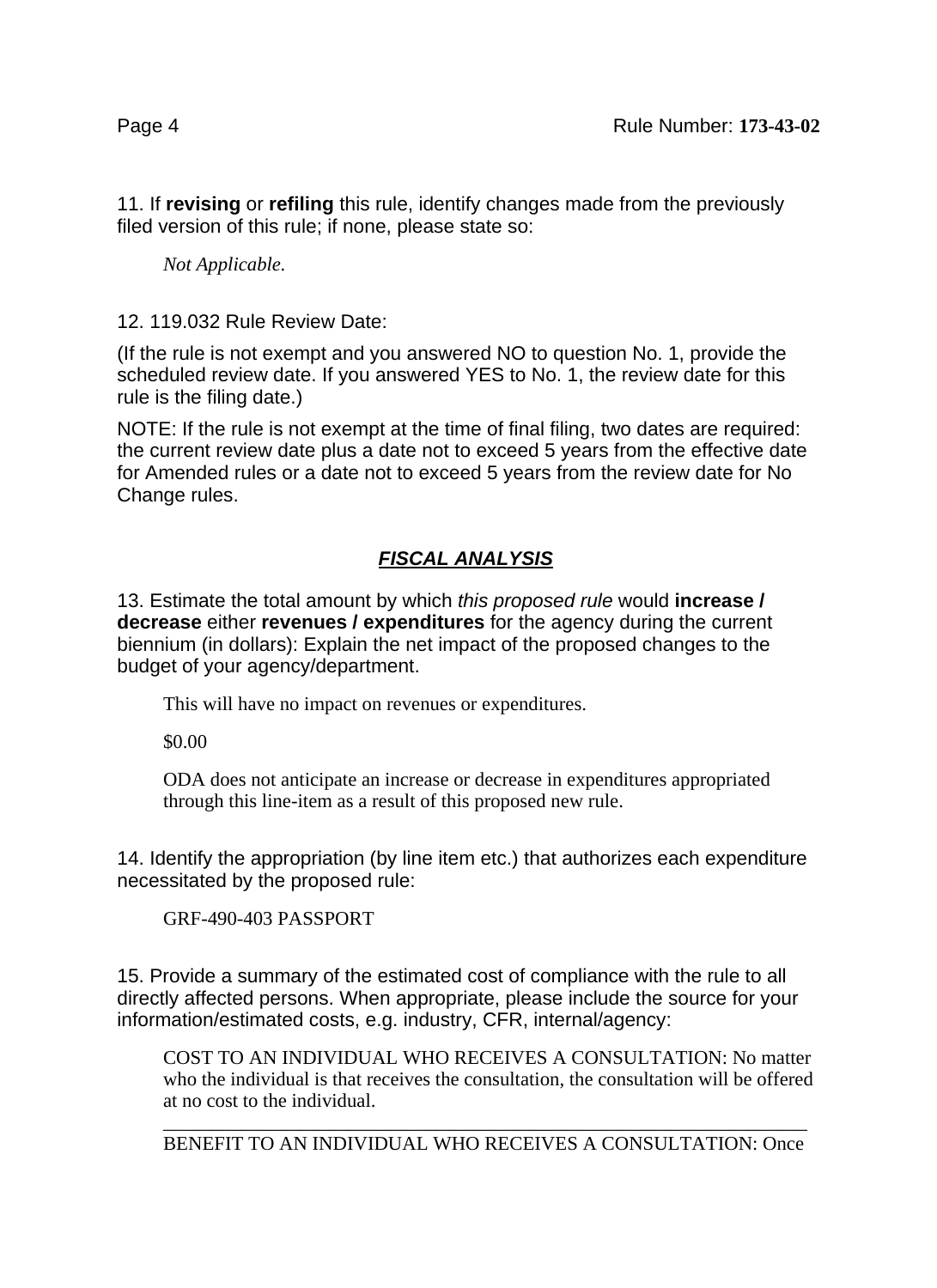11. If **revising** or **refiling** this rule, identify changes made from the previously filed version of this rule; if none, please state so:

*Not Applicable.*

12. 119.032 Rule Review Date:

(If the rule is not exempt and you answered NO to question No. 1, provide the scheduled review date. If you answered YES to No. 1, the review date for this rule is the filing date.)

NOTE: If the rule is not exempt at the time of final filing, two dates are required: the current review date plus a date not to exceed 5 years from the effective date for Amended rules or a date not to exceed 5 years from the review date for No Change rules.

## ***FISCAL ANALYSIS***

13. Estimate the total amount by which *this proposed rule* would **increase / decrease** either **revenues / expenditures** for the agency during the current biennium (in dollars): Explain the net impact of the proposed changes to the budget of your agency/department.

This will have no impact on revenues or expenditures.

$0.00

ODA does not anticipate an increase or decrease in expenditures appropriated through this line-item as a result of this proposed new rule.

14. Identify the appropriation (by line item etc.) that authorizes each expenditure necessitated by the proposed rule:

GRF-490-403 PASSPORT

15. Provide a summary of the estimated cost of compliance with the rule to all directly affected persons. When appropriate, please include the source for your information/estimated costs, e.g. industry, CFR, internal/agency:

COST TO AN INDIVIDUAL WHO RECEIVES A CONSULTATION: No matter who the individual is that receives the consultation, the consultation will be offered at no cost to the individual.

---

BENEFIT TO AN INDIVIDUAL WHO RECEIVES A CONSULTATION: Once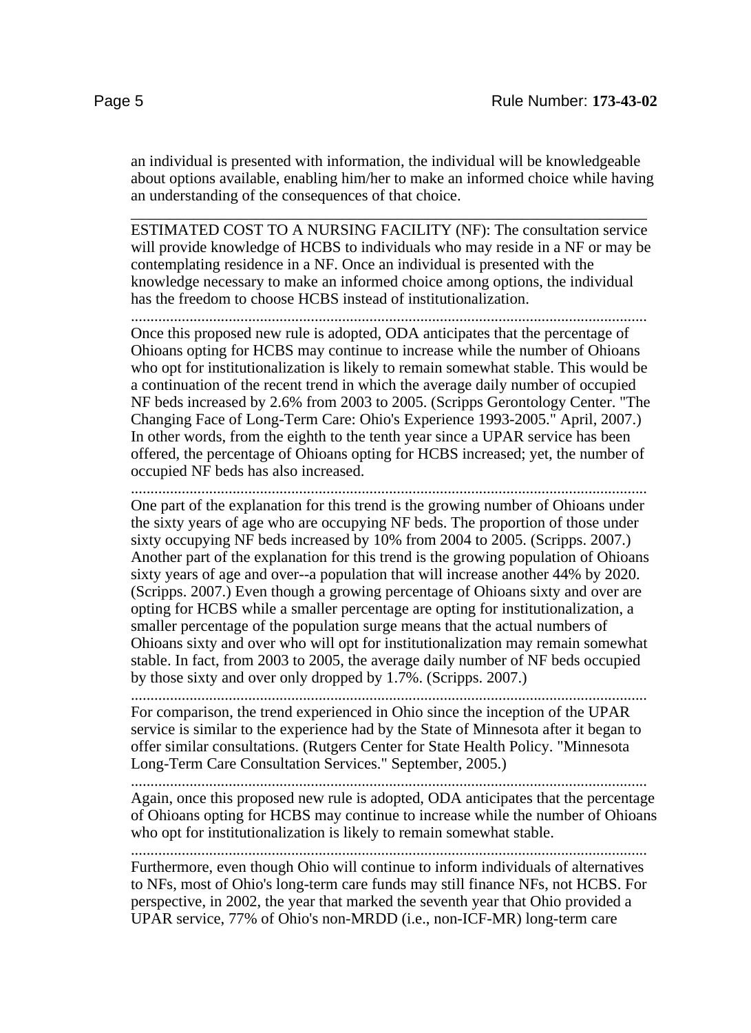an individual is presented with information, the individual will be knowledgeable about options available, enabling him/her to make an informed choice while having an understanding of the consequences of that choice.

---

ESTIMATED COST TO A NURSING FACILITY (NF): The consultation service will provide knowledge of HCBS to individuals who may reside in a NF or may be contemplating residence in a NF. Once an individual is presented with the knowledge necessary to make an informed choice among options, the individual has the freedom to choose HCBS instead of institutionalization.

Once this proposed new rule is adopted, ODA anticipates that the percentage of Ohioans opting for HCBS may continue to increase while the number of Ohioans who opt for institutionalization is likely to remain somewhat stable. This would be a continuation of the recent trend in which the average daily number of occupied NF beds increased by 2.6% from 2003 to 2005. (Scripps Gerontology Center. "The Changing Face of Long-Term Care: Ohio's Experience 1993-2005." April, 2007.) In other words, from the eighth to the tenth year since a UPAR service has been offered, the percentage of Ohioans opting for HCBS increased; yet, the number of occupied NF beds has also increased.

One part of the explanation for this trend is the growing number of Ohioans under the sixty years of age who are occupying NF beds. The proportion of those under sixty occupying NF beds increased by 10% from 2004 to 2005. (Scripps. 2007.) Another part of the explanation for this trend is the growing population of Ohioans sixty years of age and over--a population that will increase another 44% by 2020. (Scripps. 2007.) Even though a growing percentage of Ohioans sixty and over are opting for HCBS while a smaller percentage are opting for institutionalization, a smaller percentage of the population surge means that the actual numbers of Ohioans sixty and over who will opt for institutionalization may remain somewhat stable. In fact, from 2003 to 2005, the average daily number of NF beds occupied by those sixty and over only dropped by 1.7%. (Scripps. 2007.)

For comparison, the trend experienced in Ohio since the inception of the UPAR service is similar to the experience had by the State of Minnesota after it began to offer similar consultations. (Rutgers Center for State Health Policy. "Minnesota Long-Term Care Consultation Services." September, 2005.)

Again, once this proposed new rule is adopted, ODA anticipates that the percentage of Ohioans opting for HCBS may continue to increase while the number of Ohioans who opt for institutionalization is likely to remain somewhat stable.

Furthermore, even though Ohio will continue to inform individuals of alternatives to NFs, most of Ohio's long-term care funds may still finance NFs, not HCBS. For perspective, in 2002, the year that marked the seventh year that Ohio provided a UPAR service, 77% of Ohio's non-MRDD (i.e., non-ICF-MR) long-term care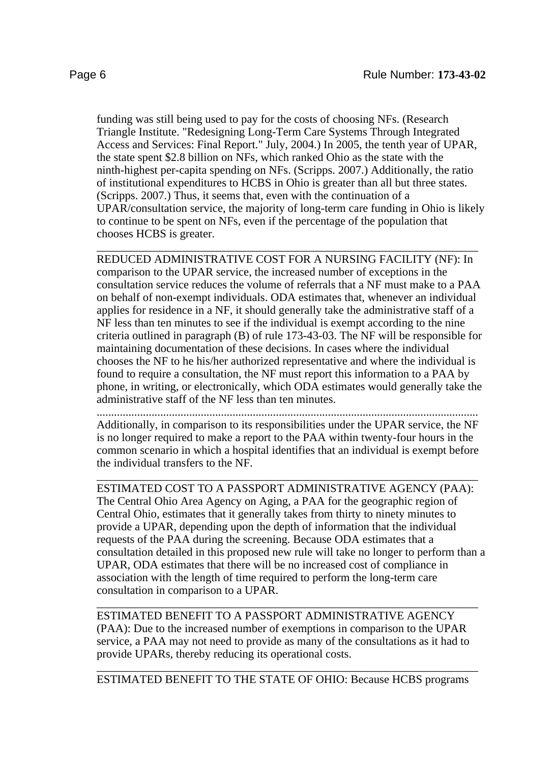funding was still being used to pay for the costs of choosing NFs. (Research Triangle Institute. "Redesigning Long-Term Care Systems Through Integrated Access and Services: Final Report." July, 2004.) In 2005, the tenth year of UPAR, the state spent $2.8 billion on NFs, which ranked Ohio as the state with the ninth-highest per-capita spending on NFs. (Scripps. 2007.) Additionally, the ratio of institutional expenditures to HCBS in Ohio is greater than all but three states. (Scripps. 2007.) Thus, it seems that, even with the continuation of a UPAR/consultation service, the majority of long-term care funding in Ohio is likely to continue to be spent on NFs, even if the percentage of the population that chooses HCBS is greater.

---

REDUCED ADMINISTRATIVE COST FOR A NURSING FACILITY (NF): In comparison to the UPAR service, the increased number of exceptions in the consultation service reduces the volume of referrals that a NF must make to a PAA on behalf of non-exempt individuals. ODA estimates that, whenever an individual applies for residence in a NF, it should generally take the administrative staff of a NF less than ten minutes to see if the individual is exempt according to the nine criteria outlined in paragraph (B) of rule 173-43-03. The NF will be responsible for maintaining documentation of these decisions. In cases where the individual chooses the NF to he his/her authorized representative and where the individual is found to require a consultation, the NF must report this information to a PAA by phone, in writing, or electronically, which ODA estimates would generally take the administrative staff of the NF less than ten minutes.

........................................................................................................................................

Additionally, in comparison to its responsibilities under the UPAR service, the NF is no longer required to make a report to the PAA within twenty-four hours in the common scenario in which a hospital identifies that an individual is exempt before the individual transfers to the NF.

---

ESTIMATED COST TO A PASSPORT ADMINISTRATIVE AGENCY (PAA): The Central Ohio Area Agency on Aging, a PAA for the geographic region of Central Ohio, estimates that it generally takes from thirty to ninety minutes to provide a UPAR, depending upon the depth of information that the individual requests of the PAA during the screening. Because ODA estimates that a consultation detailed in this proposed new rule will take no longer to perform than a UPAR, ODA estimates that there will be no increased cost of compliance in association with the length of time required to perform the long-term care consultation in comparison to a UPAR.

---

ESTIMATED BENEFIT TO A PASSPORT ADMINISTRATIVE AGENCY (PAA): Due to the increased number of exemptions in comparison to the UPAR service, a PAA may not need to provide as many of the consultations as it had to provide UPARs, thereby reducing its operational costs.

---

ESTIMATED BENEFIT TO THE STATE OF OHIO: Because HCBS programs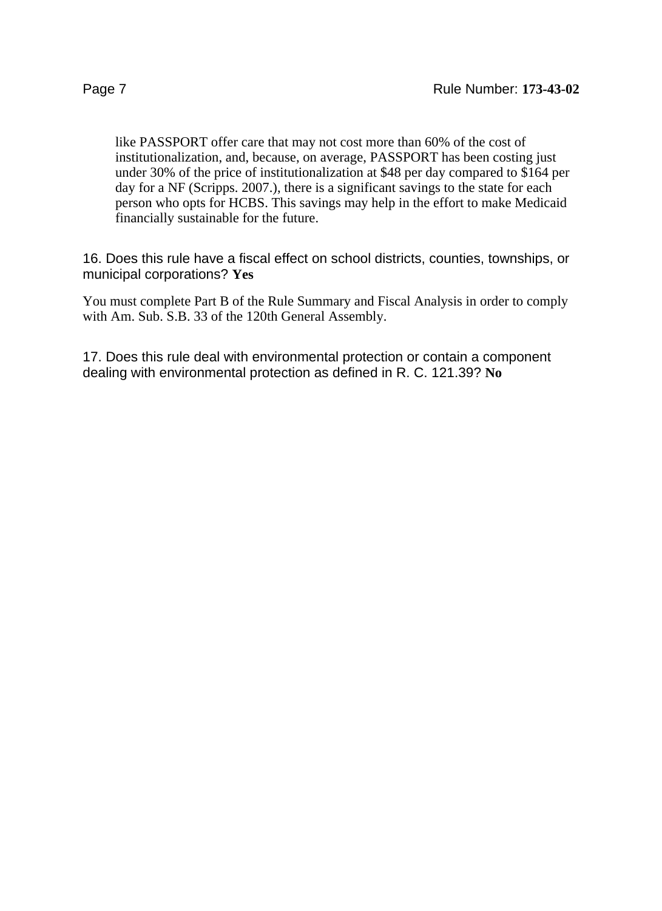like PASSPORT offer care that may not cost more than 60% of the cost of institutionalization, and, because, on average, PASSPORT has been costing just under 30% of the price of institutionalization at $48 per day compared to $164 per day for a NF (Scripps. 2007.), there is a significant savings to the state for each person who opts for HCBS. This savings may help in the effort to make Medicaid financially sustainable for the future.

16. Does this rule have a fiscal effect on school districts, counties, townships, or municipal corporations? **Yes**

You must complete Part B of the Rule Summary and Fiscal Analysis in order to comply with Am. Sub. S.B. 33 of the 120th General Assembly.

17. Does this rule deal with environmental protection or contain a component dealing with environmental protection as defined in R. C. 121.39? **No**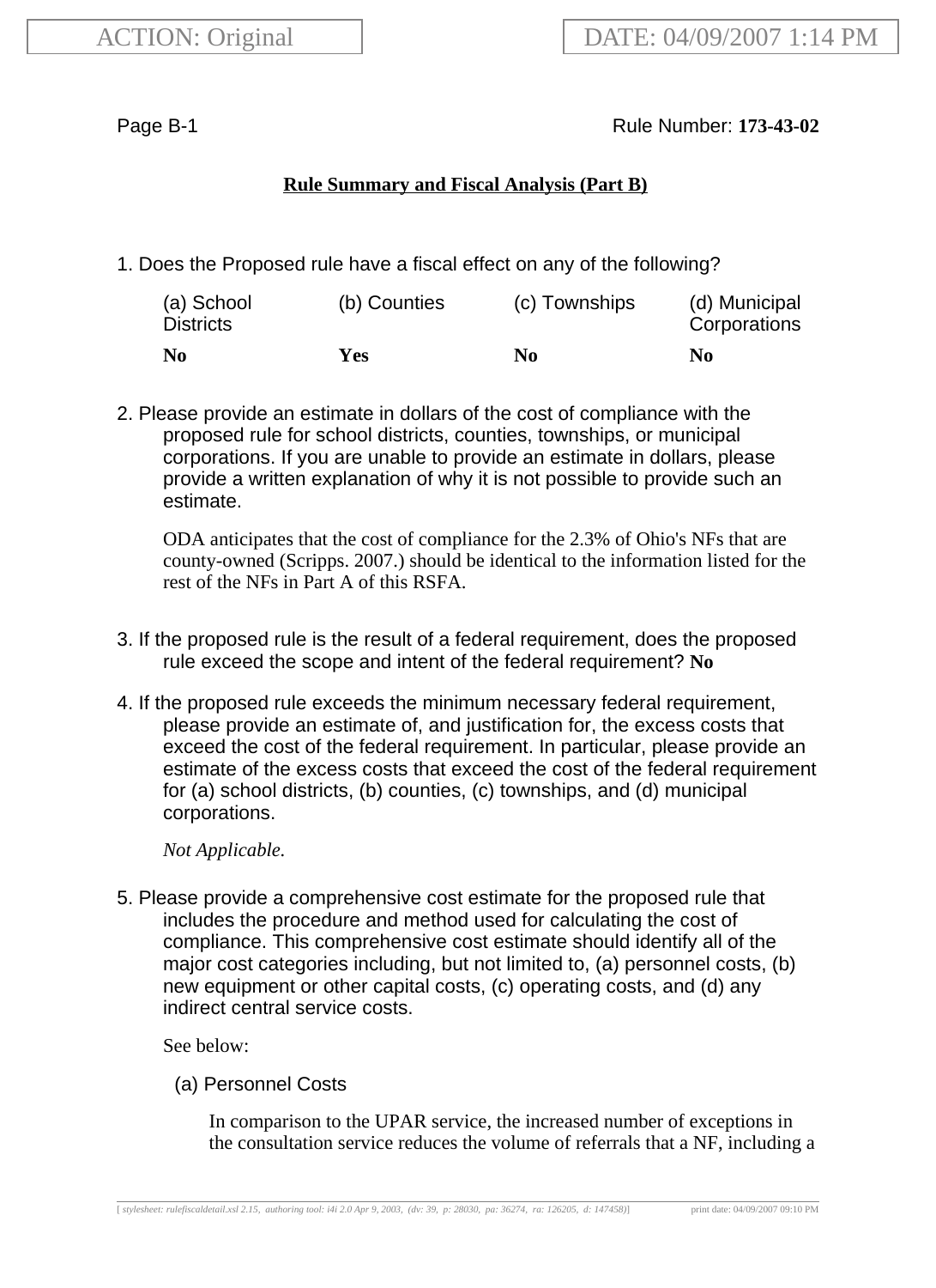Page B-1 Rule Number: **173-43-02**

**Rule Summary and Fiscal Analysis (Part B)**

1. Does the Proposed rule have a fiscal effect on any of the following?

| (a) School Districts | (b) Counties | (c) Townships | (d) Municipal Corporations |
|---|---|---|---|
| **No** | **Yes** | **No** | **No** |

2. Please provide an estimate in dollars of the cost of compliance with the proposed rule for school districts, counties, townships, or municipal corporations. If you are unable to provide an estimate in dollars, please provide a written explanation of why it is not possible to provide such an estimate.

   ODA anticipates that the cost of compliance for the 2.3% of Ohio's NFs that are county-owned (Scripps. 2007.) should be identical to the information listed for the rest of the NFs in Part A of this RSFA.

3. If the proposed rule is the result of a federal requirement, does the proposed rule exceed the scope and intent of the federal requirement? **No**

4. If the proposed rule exceeds the minimum necessary federal requirement, please provide an estimate of, and justification for, the excess costs that exceed the cost of the federal requirement. In particular, please provide an estimate of the excess costs that exceed the cost of the federal requirement for (a) school districts, (b) counties, (c) townships, and (d) municipal corporations.

   *Not Applicable.*

5. Please provide a comprehensive cost estimate for the proposed rule that includes the procedure and method used for calculating the cost of compliance. This comprehensive cost estimate should identify all of the major cost categories including, but not limited to, (a) personnel costs, (b) new equipment or other capital costs, (c) operating costs, and (d) any indirect central service costs.

   See below:

   (a) Personnel Costs

   In comparison to the UPAR service, the increased number of exceptions in the consultation service reduces the volume of referrals that a NF, including a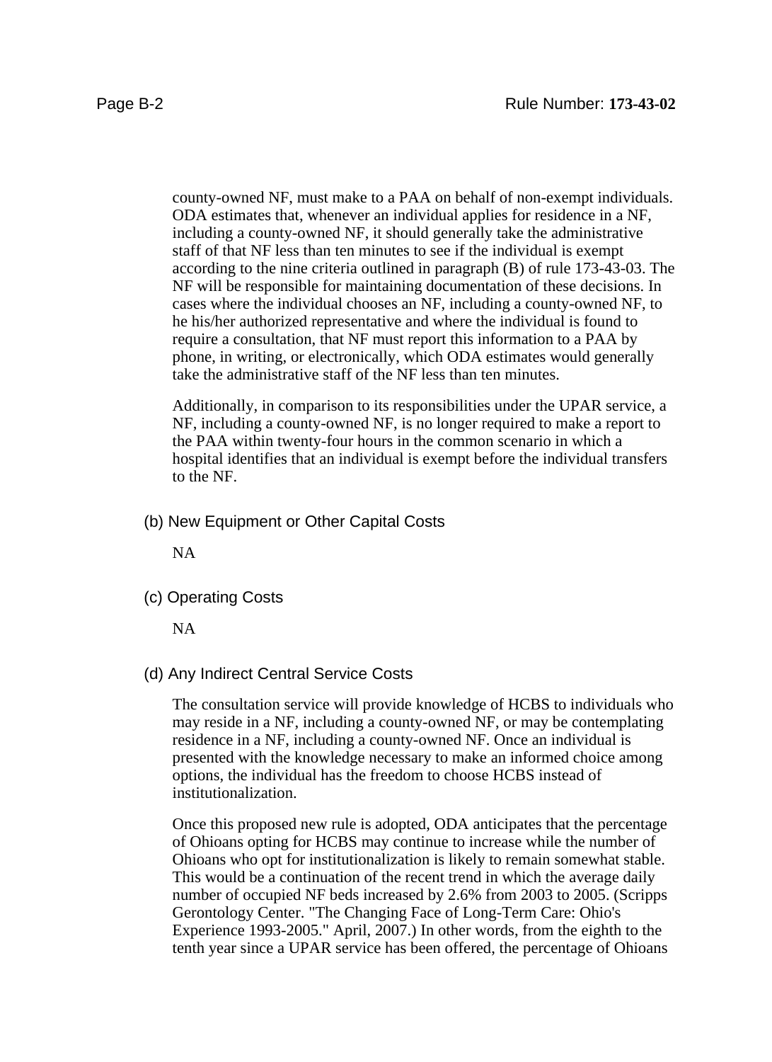county-owned NF, must make to a PAA on behalf of non-exempt individuals. ODA estimates that, whenever an individual applies for residence in a NF, including a county-owned NF, it should generally take the administrative staff of that NF less than ten minutes to see if the individual is exempt according to the nine criteria outlined in paragraph (B) of rule 173-43-03. The NF will be responsible for maintaining documentation of these decisions. In cases where the individual chooses an NF, including a county-owned NF, to he his/her authorized representative and where the individual is found to require a consultation, that NF must report this information to a PAA by phone, in writing, or electronically, which ODA estimates would generally take the administrative staff of the NF less than ten minutes.

Additionally, in comparison to its responsibilities under the UPAR service, a NF, including a county-owned NF, is no longer required to make a report to the PAA within twenty-four hours in the common scenario in which a hospital identifies that an individual is exempt before the individual transfers to the NF.

(b) New Equipment or Other Capital Costs

NA

(c) Operating Costs

NA

(d) Any Indirect Central Service Costs

The consultation service will provide knowledge of HCBS to individuals who may reside in a NF, including a county-owned NF, or may be contemplating residence in a NF, including a county-owned NF. Once an individual is presented with the knowledge necessary to make an informed choice among options, the individual has the freedom to choose HCBS instead of institutionalization.

Once this proposed new rule is adopted, ODA anticipates that the percentage of Ohioans opting for HCBS may continue to increase while the number of Ohioans who opt for institutionalization is likely to remain somewhat stable. This would be a continuation of the recent trend in which the average daily number of occupied NF beds increased by 2.6% from 2003 to 2005. (Scripps Gerontology Center. "The Changing Face of Long-Term Care: Ohio's Experience 1993-2005." April, 2007.) In other words, from the eighth to the tenth year since a UPAR service has been offered, the percentage of Ohioans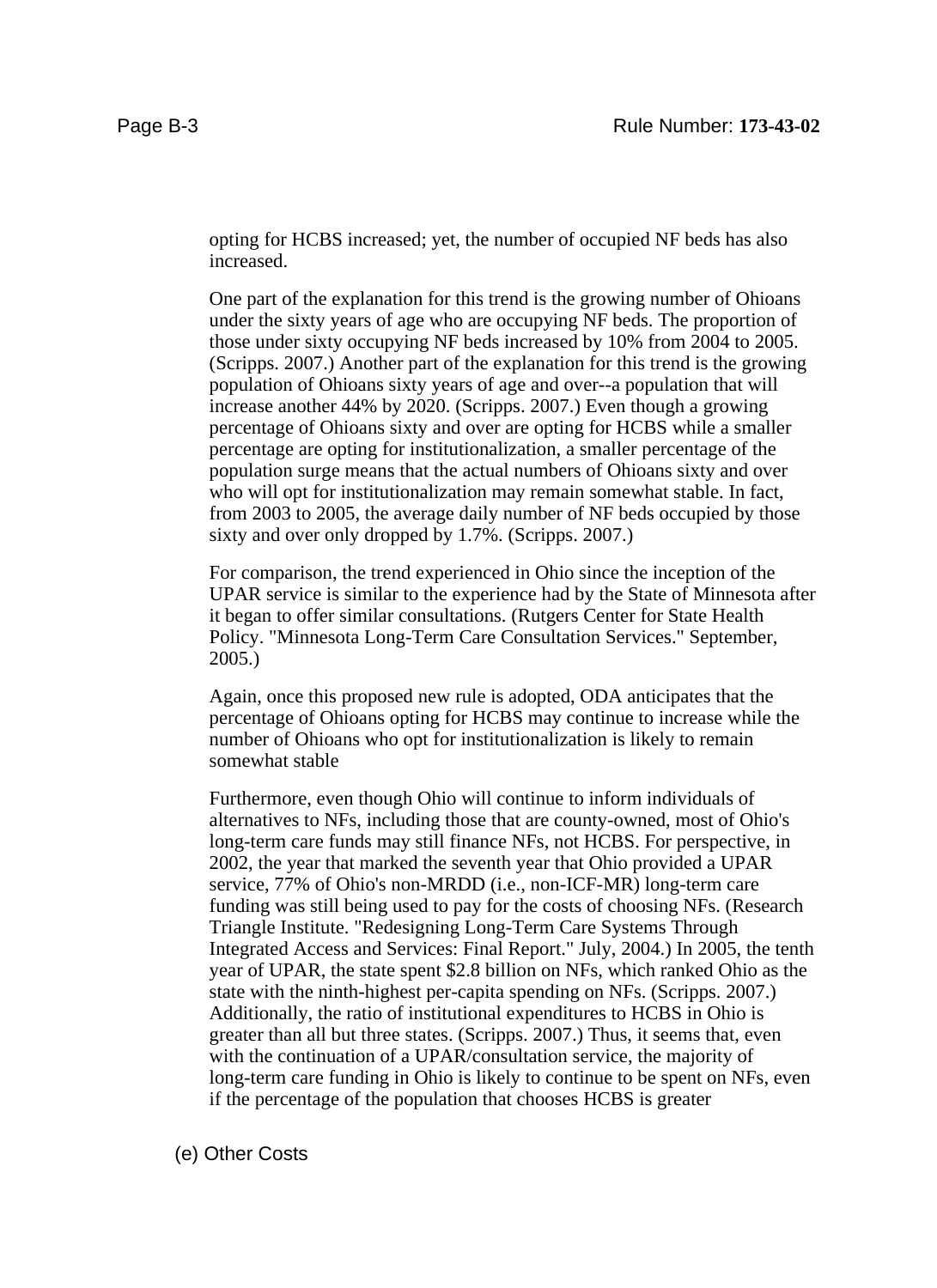opting for HCBS increased; yet, the number of occupied NF beds has also increased.

One part of the explanation for this trend is the growing number of Ohioans under the sixty years of age who are occupying NF beds. The proportion of those under sixty occupying NF beds increased by 10% from 2004 to 2005. (Scripps. 2007.) Another part of the explanation for this trend is the growing population of Ohioans sixty years of age and over--a population that will increase another 44% by 2020. (Scripps. 2007.) Even though a growing percentage of Ohioans sixty and over are opting for HCBS while a smaller percentage are opting for institutionalization, a smaller percentage of the population surge means that the actual numbers of Ohioans sixty and over who will opt for institutionalization may remain somewhat stable. In fact, from 2003 to 2005, the average daily number of NF beds occupied by those sixty and over only dropped by 1.7%. (Scripps. 2007.)

For comparison, the trend experienced in Ohio since the inception of the UPAR service is similar to the experience had by the State of Minnesota after it began to offer similar consultations. (Rutgers Center for State Health Policy. "Minnesota Long-Term Care Consultation Services." September, 2005.)

Again, once this proposed new rule is adopted, ODA anticipates that the percentage of Ohioans opting for HCBS may continue to increase while the number of Ohioans who opt for institutionalization is likely to remain somewhat stable

Furthermore, even though Ohio will continue to inform individuals of alternatives to NFs, including those that are county-owned, most of Ohio's long-term care funds may still finance NFs, not HCBS. For perspective, in 2002, the year that marked the seventh year that Ohio provided a UPAR service, 77% of Ohio's non-MRDD (i.e., non-ICF-MR) long-term care funding was still being used to pay for the costs of choosing NFs. (Research Triangle Institute. "Redesigning Long-Term Care Systems Through Integrated Access and Services: Final Report." July, 2004.) In 2005, the tenth year of UPAR, the state spent $2.8 billion on NFs, which ranked Ohio as the state with the ninth-highest per-capita spending on NFs. (Scripps. 2007.) Additionally, the ratio of institutional expenditures to HCBS in Ohio is greater than all but three states. (Scripps. 2007.) Thus, it seems that, even with the continuation of a UPAR/consultation service, the majority of long-term care funding in Ohio is likely to continue to be spent on NFs, even if the percentage of the population that chooses HCBS is greater

(e) Other Costs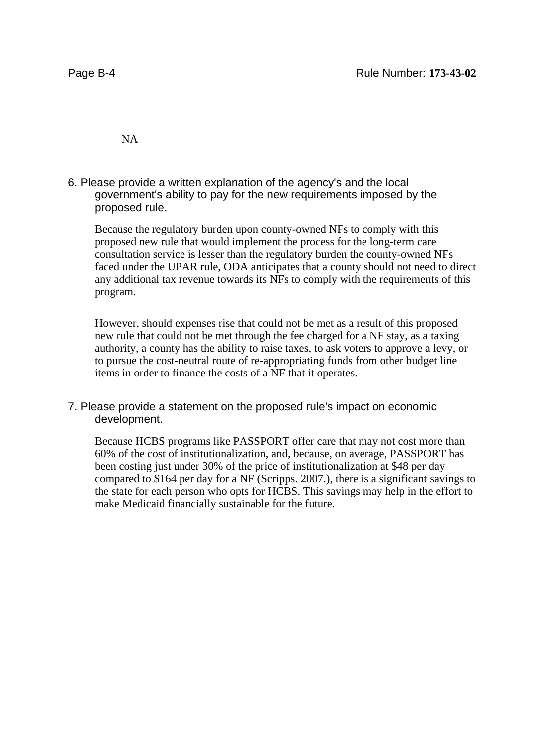NA

6. Please provide a written explanation of the agency's and the local government's ability to pay for the new requirements imposed by the proposed rule.

   Because the regulatory burden upon county-owned NFs to comply with this proposed new rule that would implement the process for the long-term care consultation service is lesser than the regulatory burden the county-owned NFs faced under the UPAR rule, ODA anticipates that a county should not need to direct any additional tax revenue towards its NFs to comply with the requirements of this program.

   However, should expenses rise that could not be met as a result of this proposed new rule that could not be met through the fee charged for a NF stay, as a taxing authority, a county has the ability to raise taxes, to ask voters to approve a levy, or to pursue the cost-neutral route of re-appropriating funds from other budget line items in order to finance the costs of a NF that it operates.

7. Please provide a statement on the proposed rule's impact on economic development.

   Because HCBS programs like PASSPORT offer care that may not cost more than 60% of the cost of institutionalization, and, because, on average, PASSPORT has been costing just under 30% of the price of institutionalization at $48 per day compared to $164 per day for a NF (Scripps. 2007.), there is a significant savings to the state for each person who opts for HCBS. This savings may help in the effort to make Medicaid financially sustainable for the future.